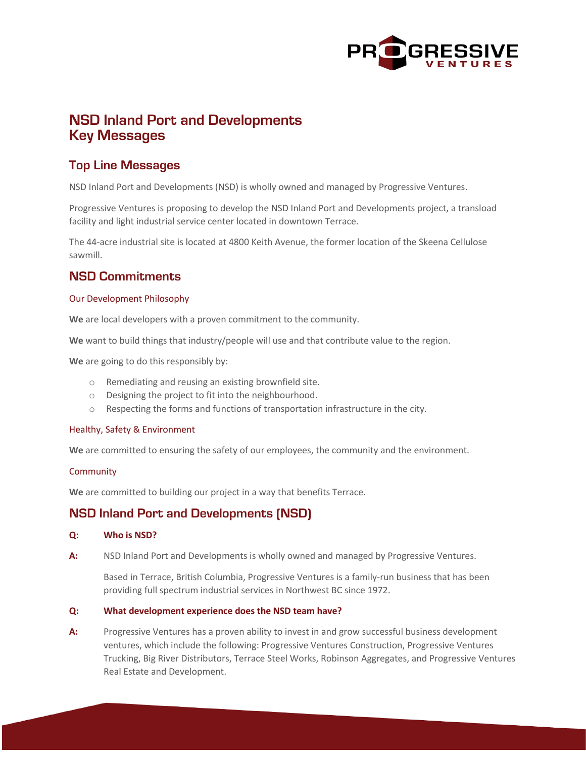# NSD Inland Port and Developments Key Messages

## Top Line Messages

NSD Inland Port and Developments (NSD) is wholly owned and managed by Progressive Ventures.

Progressive Ventures is proposing to develop the NSD Inland Port and Developments project, a transload facility and light industrial service center located in downtown Terrace.

The 44-acre industrial site is located at 4800 Keith Avenue, the former location of the Skeena Cellulose sawmill.

## NSD Commitments

### Our Development Philosophy

**We** are local developers with a proven commitment to the community.

**We** want to build things that industry/people will use and that contribute value to the region.

**We** are going to do this responsibly by:

- Remediating and reusing an existing brownfield site.
- Designing the project to fit into the neighbourhood.
- Respecting the forms and functions of transportation infrastructure in the city.

### Healthy, Safety & Environment

**We** are committed to ensuring the safety of our employees, the community and the environment.

### Community

**We** are committed to building our project in a way that benefits Terrace.

## NSD Inland Port and Developments (NSD)

**Q: Who is NSD?**

**A:** NSD Inland Port and Developments is wholly owned and managed by Progressive Ventures.

Based in Terrace, British Columbia, Progressive Ventures is a family-run business that has been providing full spectrum industrial services in Northwest BC since 1972.

**Q: What development experience does the NSD team have?**

**A:** Progressive Ventures has a proven ability to invest in and grow successful business development ventures, which include the following: Progressive Ventures Construction, Progressive Ventures Trucking, Big River Distributors, Terrace Steel Works, Robinson Aggregates, and Progressive Ventures Real Estate and Development.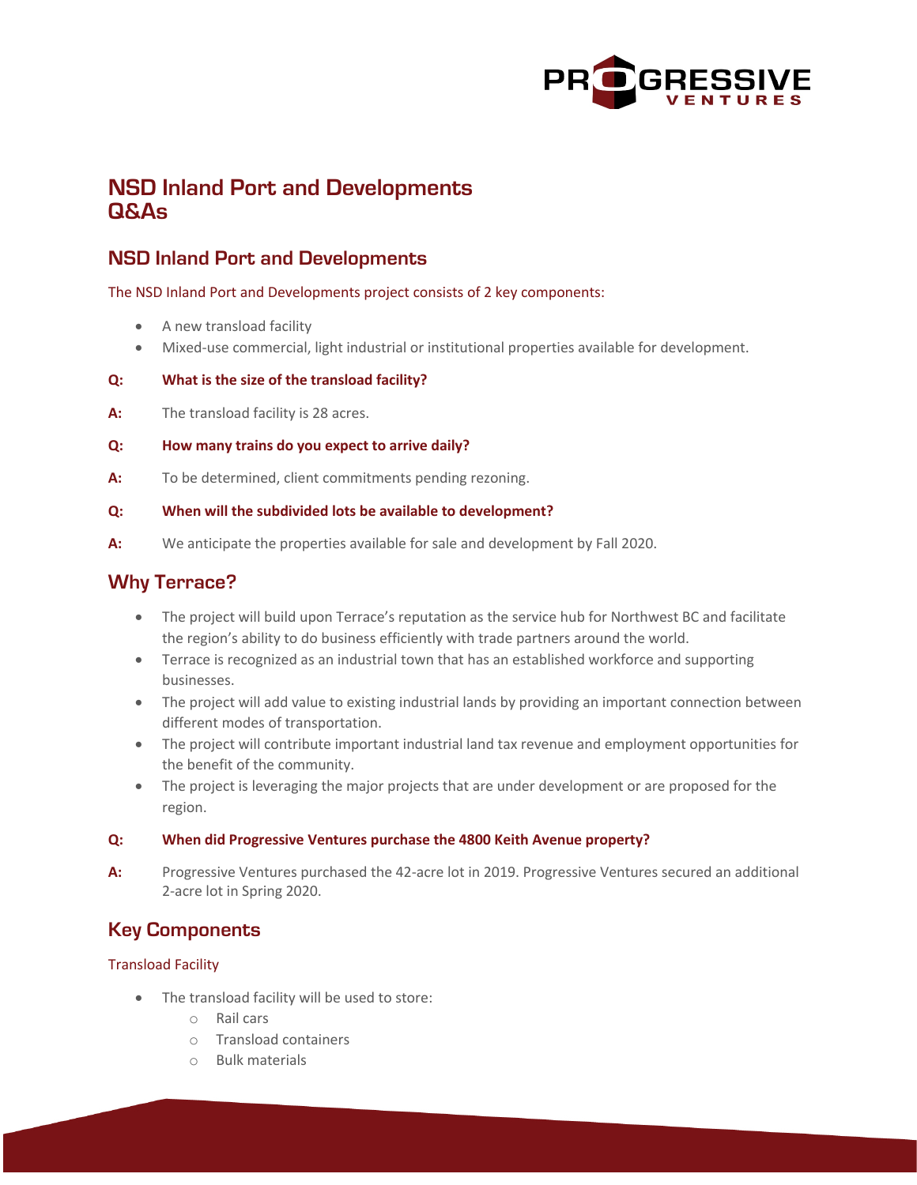# NSD Inland Port and Developments Q&As

## NSD Inland Port and Developments

The NSD Inland Port and Developments project consists of 2 key components:

- A new transload facility
- Mixed-use commercial, light industrial or institutional properties available for development.

**Q: What is the size of the transload facility?**

**A:** The transload facility is 28 acres.

**Q: How many trains do you expect to arrive daily?**

**A:** To be determined, client commitments pending rezoning.

**Q: When will the subdivided lots be available to development?**

**A:** We anticipate the properties available for sale and development by Fall 2020.

## Why Terrace?

- The project will build upon Terrace's reputation as the service hub for Northwest BC and facilitate the region's ability to do business efficiently with trade partners around the world.
- Terrace is recognized as an industrial town that has an established workforce and supporting businesses.
- The project will add value to existing industrial lands by providing an important connection between different modes of transportation.
- The project will contribute important industrial land tax revenue and employment opportunities for the benefit of the community.
- The project is leveraging the major projects that are under development or are proposed for the region.

**Q: When did Progressive Ventures purchase the 4800 Keith Avenue property?**

**A:** Progressive Ventures purchased the 42-acre lot in 2019. Progressive Ventures secured an additional 2-acre lot in Spring 2020.

## Key Components

### Transload Facility

- The transload facility will be used to store:
  - Rail cars
  - Transload containers
  - Bulk materials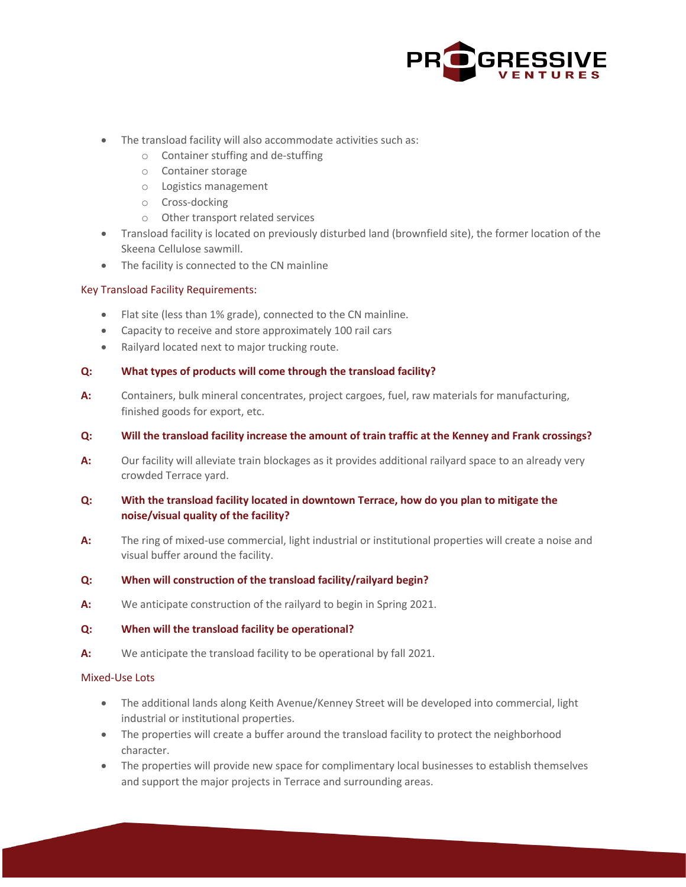- The transload facility will also accommodate activities such as:
  - Container stuffing and de-stuffing
  - Container storage
  - Logistics management
  - Cross-docking
  - Other transport related services
- Transload facility is located on previously disturbed land (brownfield site), the former location of the Skeena Cellulose sawmill.
- The facility is connected to the CN mainline

## Key Transload Facility Requirements:

- Flat site (less than 1% grade), connected to the CN mainline.
- Capacity to receive and store approximately 100 rail cars
- Railyard located next to major trucking route.

**Q: What types of products will come through the transload facility?**

**A:** Containers, bulk mineral concentrates, project cargoes, fuel, raw materials for manufacturing, finished goods for export, etc.

**Q: Will the transload facility increase the amount of train traffic at the Kenney and Frank crossings?**

**A:** Our facility will alleviate train blockages as it provides additional railyard space to an already very crowded Terrace yard.

**Q: With the transload facility located in downtown Terrace, how do you plan to mitigate the noise/visual quality of the facility?**

**A:** The ring of mixed-use commercial, light industrial or institutional properties will create a noise and visual buffer around the facility.

**Q: When will construction of the transload facility/railyard begin?**

**A:** We anticipate construction of the railyard to begin in Spring 2021.

**Q: When will the transload facility be operational?**

**A:** We anticipate the transload facility to be operational by fall 2021.

## Mixed-Use Lots

- The additional lands along Keith Avenue/Kenney Street will be developed into commercial, light industrial or institutional properties.
- The properties will create a buffer around the transload facility to protect the neighborhood character.
- The properties will provide new space for complimentary local businesses to establish themselves and support the major projects in Terrace and surrounding areas.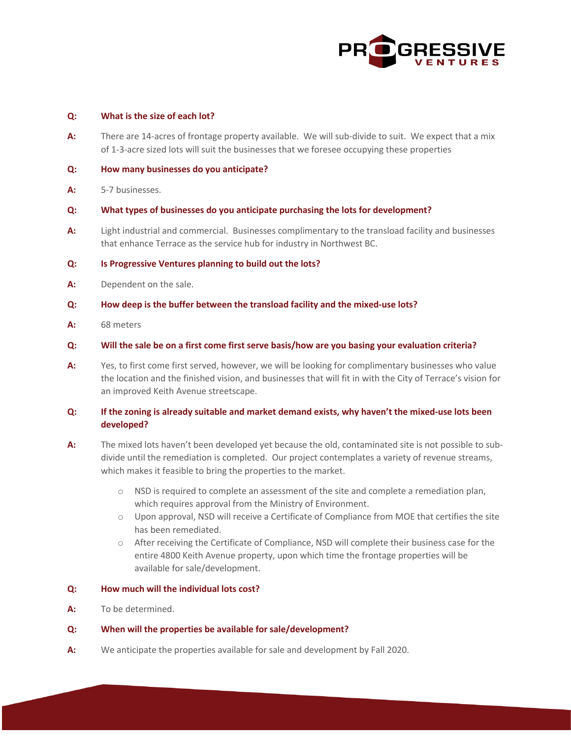**Q: What is the size of each lot?**

**A:** There are 14-acres of frontage property available. We will sub-divide to suit. We expect that a mix of 1-3-acre sized lots will suit the businesses that we foresee occupying these properties

**Q: How many businesses do you anticipate?**

**A:** 5-7 businesses.

**Q: What types of businesses do you anticipate purchasing the lots for development?**

**A:** Light industrial and commercial. Businesses complimentary to the transload facility and businesses that enhance Terrace as the service hub for industry in Northwest BC.

**Q: Is Progressive Ventures planning to build out the lots?**

**A:** Dependent on the sale.

**Q: How deep is the buffer between the transload facility and the mixed-use lots?**

**A:** 68 meters

**Q: Will the sale be on a first come first serve basis/how are you basing your evaluation criteria?**

**A:** Yes, to first come first served, however, we will be looking for complimentary businesses who value the location and the finished vision, and businesses that will fit in with the City of Terrace's vision for an improved Keith Avenue streetscape.

**Q: If the zoning is already suitable and market demand exists, why haven't the mixed-use lots been developed?**

**A:** The mixed lots haven't been developed yet because the old, contaminated site is not possible to sub-divide until the remediation is completed. Our project contemplates a variety of revenue streams, which makes it feasible to bring the properties to the market.

- NSD is required to complete an assessment of the site and complete a remediation plan, which requires approval from the Ministry of Environment.
- Upon approval, NSD will receive a Certificate of Compliance from MOE that certifies the site has been remediated.
- After receiving the Certificate of Compliance, NSD will complete their business case for the entire 4800 Keith Avenue property, upon which time the frontage properties will be available for sale/development.

**Q: How much will the individual lots cost?**

**A:** To be determined.

**Q: When will the properties be available for sale/development?**

**A:** We anticipate the properties available for sale and development by Fall 2020.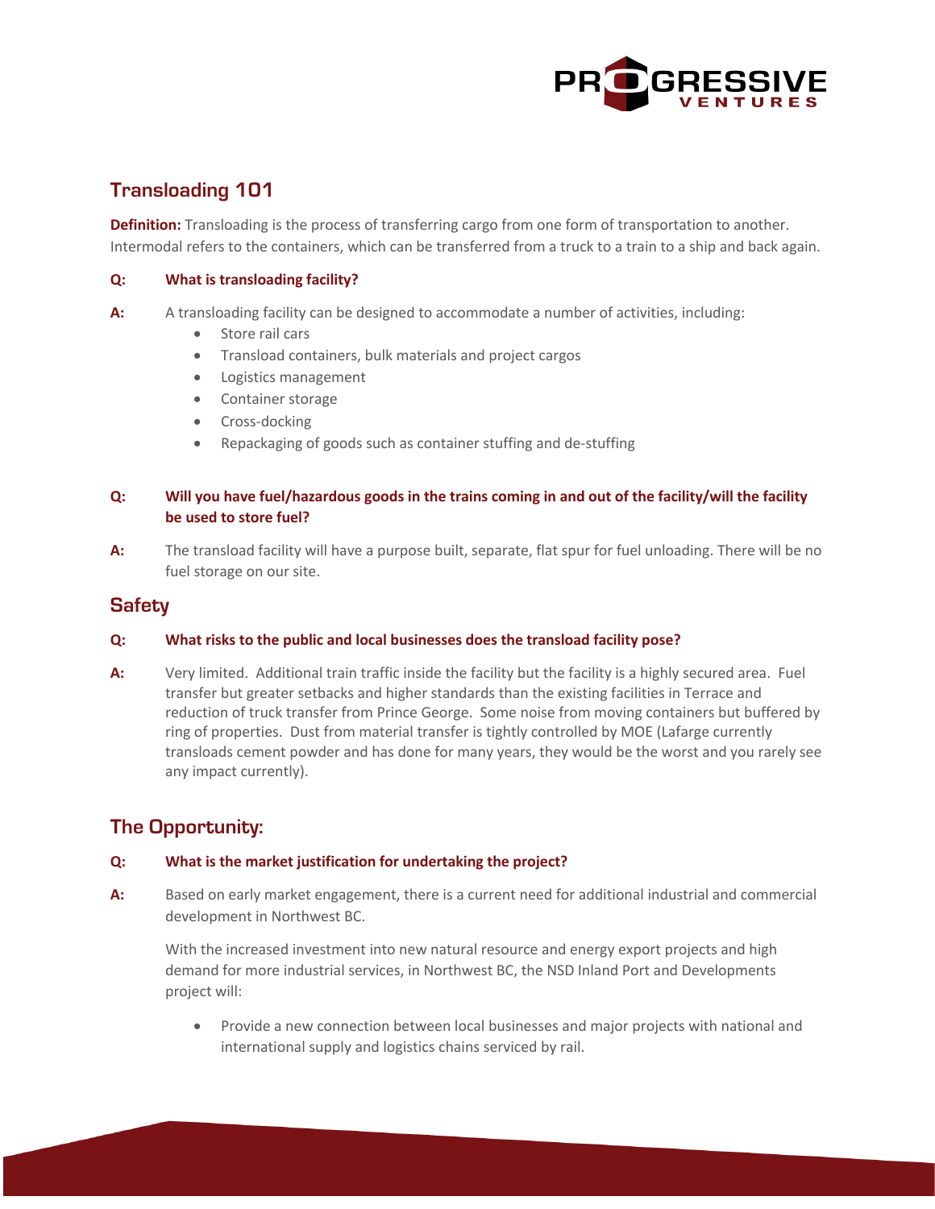## Transloading 101

**Definition:** Transloading is the process of transferring cargo from one form of transportation to another. Intermodal refers to the containers, which can be transferred from a truck to a train to a ship and back again.

**Q: What is transloading facility?**

**A:** A transloading facility can be designed to accommodate a number of activities, including:

- Store rail cars
- Transload containers, bulk materials and project cargos
- Logistics management
- Container storage
- Cross-docking
- Repackaging of goods such as container stuffing and de-stuffing

**Q: Will you have fuel/hazardous goods in the trains coming in and out of the facility/will the facility be used to store fuel?**

**A:** The transload facility will have a purpose built, separate, flat spur for fuel unloading. There will be no fuel storage on our site.

## Safety

**Q: What risks to the public and local businesses does the transload facility pose?**

**A:** Very limited. Additional train traffic inside the facility but the facility is a highly secured area. Fuel transfer but greater setbacks and higher standards than the existing facilities in Terrace and reduction of truck transfer from Prince George. Some noise from moving containers but buffered by ring of properties. Dust from material transfer is tightly controlled by MOE (Lafarge currently transloads cement powder and has done for many years, they would be the worst and you rarely see any impact currently).

## The Opportunity:

**Q: What is the market justification for undertaking the project?**

**A:** Based on early market engagement, there is a current need for additional industrial and commercial development in Northwest BC.

With the increased investment into new natural resource and energy export projects and high demand for more industrial services, in Northwest BC, the NSD Inland Port and Developments project will:

- Provide a new connection between local businesses and major projects with national and international supply and logistics chains serviced by rail.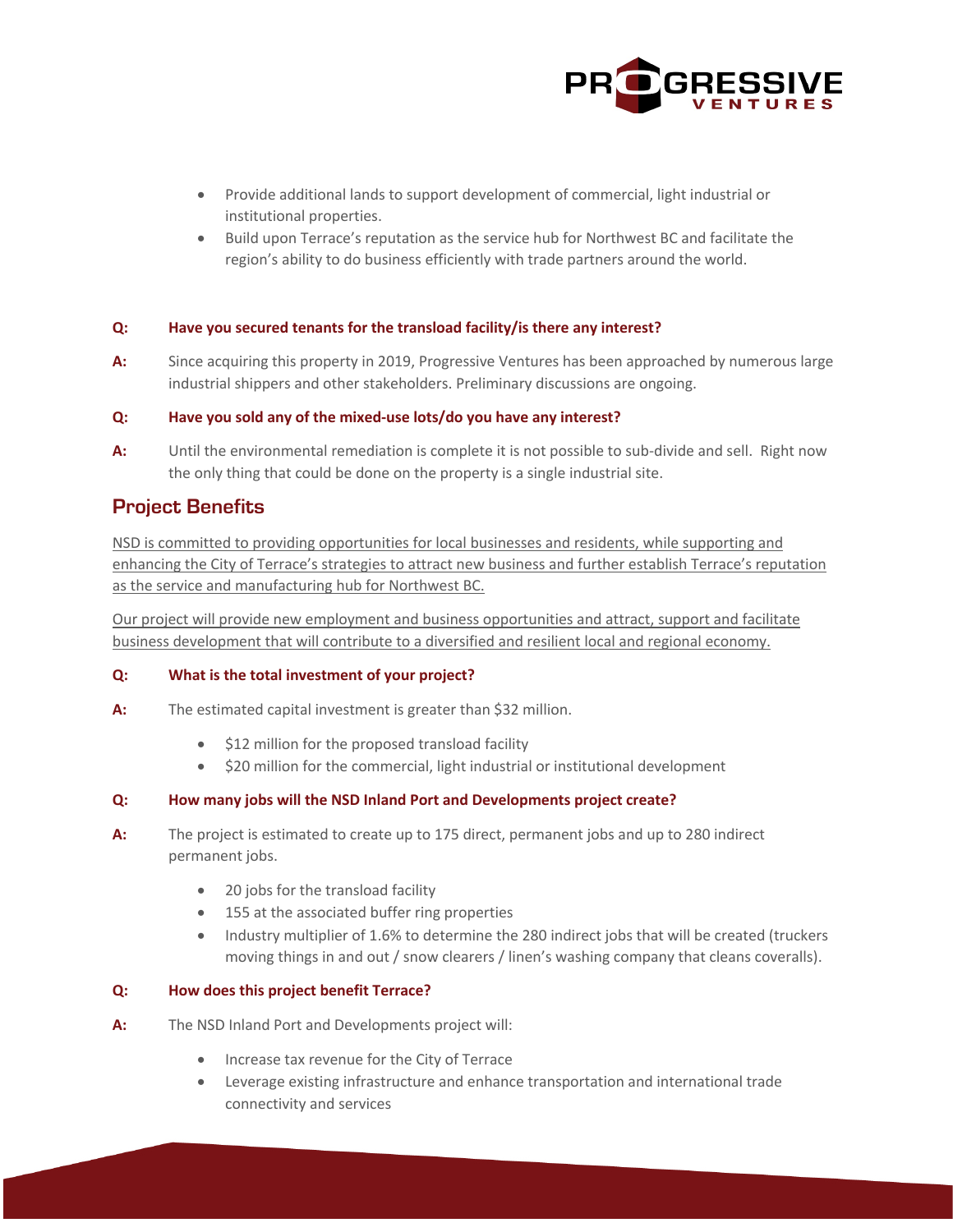- Provide additional lands to support development of commercial, light industrial or institutional properties.
- Build upon Terrace's reputation as the service hub for Northwest BC and facilitate the region's ability to do business efficiently with trade partners around the world.

**Q: Have you secured tenants for the transload facility/is there any interest?**

**A:** Since acquiring this property in 2019, Progressive Ventures has been approached by numerous large industrial shippers and other stakeholders. Preliminary discussions are ongoing.

**Q: Have you sold any of the mixed-use lots/do you have any interest?**

**A:** Until the environmental remediation is complete it is not possible to sub-divide and sell. Right now the only thing that could be done on the property is a single industrial site.

## Project Benefits

<u>NSD is committed to providing opportunities for local businesses and residents, while supporting and enhancing the City of Terrace's strategies to attract new business and further establish Terrace's reputation as the service and manufacturing hub for Northwest BC.</u>

<u>Our project will provide new employment and business opportunities and attract, support and facilitate business development that will contribute to a diversified and resilient local and regional economy.</u>

**Q: What is the total investment of your project?**

**A:** The estimated capital investment is greater than $32 million.

- $12 million for the proposed transload facility
- $20 million for the commercial, light industrial or institutional development

**Q: How many jobs will the NSD Inland Port and Developments project create?**

**A:** The project is estimated to create up to 175 direct, permanent jobs and up to 280 indirect permanent jobs.

- 20 jobs for the transload facility
- 155 at the associated buffer ring properties
- Industry multiplier of 1.6% to determine the 280 indirect jobs that will be created (truckers moving things in and out / snow clearers / linen's washing company that cleans coveralls).

**Q: How does this project benefit Terrace?**

**A:** The NSD Inland Port and Developments project will:

- Increase tax revenue for the City of Terrace
- Leverage existing infrastructure and enhance transportation and international trade connectivity and services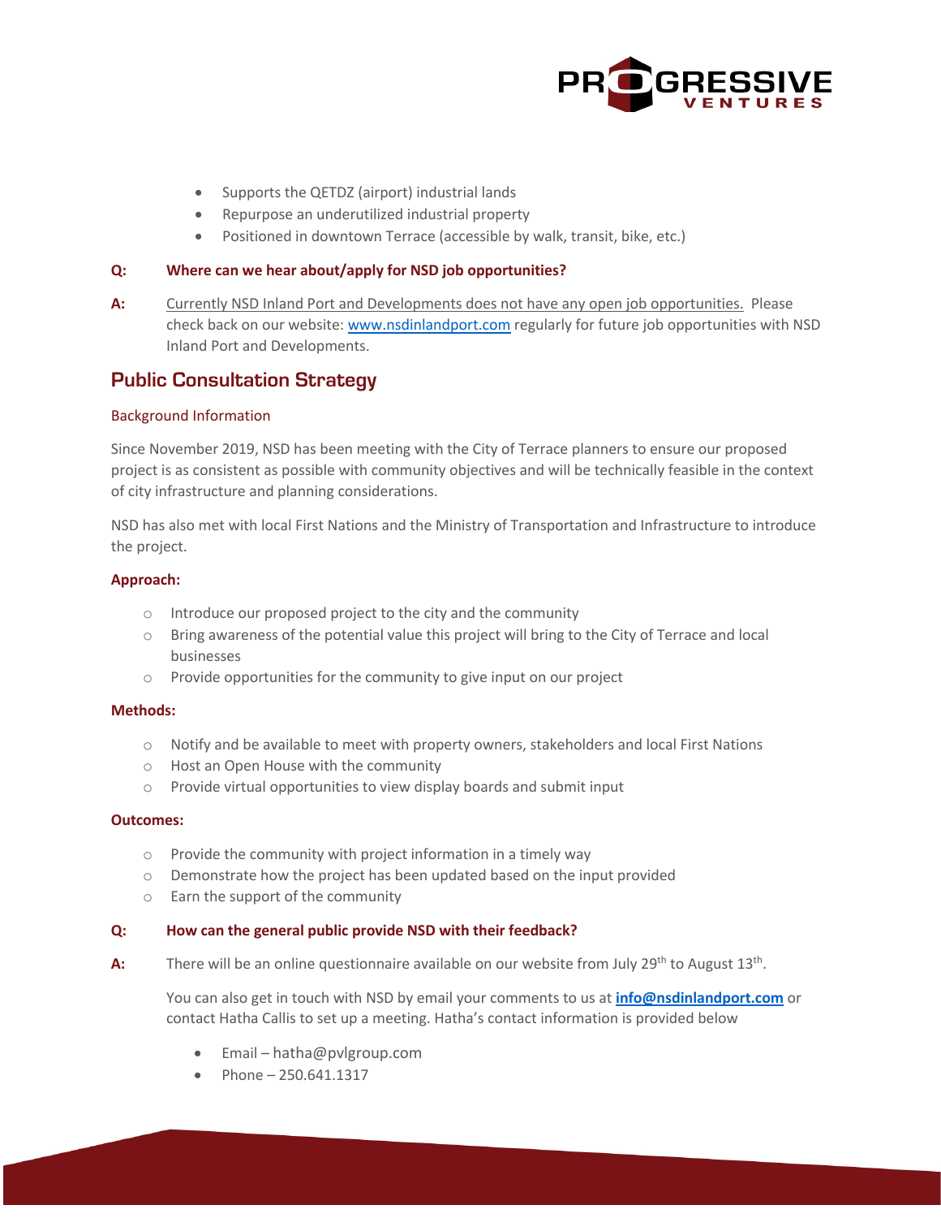- Supports the QETDZ (airport) industrial lands
- Repurpose an underutilized industrial property
- Positioned in downtown Terrace (accessible by walk, transit, bike, etc.)

**Q: Where can we hear about/apply for NSD job opportunities?**

**A:** Currently NSD Inland Port and Developments does not have any open job opportunities. Please check back on our website: www.nsdinlandport.com regularly for future job opportunities with NSD Inland Port and Developments.

## Public Consultation Strategy

### Background Information

Since November 2019, NSD has been meeting with the City of Terrace planners to ensure our proposed project is as consistent as possible with community objectives and will be technically feasible in the context of city infrastructure and planning considerations.

NSD has also met with local First Nations and the Ministry of Transportation and Infrastructure to introduce the project.

**Approach:**

- Introduce our proposed project to the city and the community
- Bring awareness of the potential value this project will bring to the City of Terrace and local businesses
- Provide opportunities for the community to give input on our project

**Methods:**

- Notify and be available to meet with property owners, stakeholders and local First Nations
- Host an Open House with the community
- Provide virtual opportunities to view display boards and submit input

**Outcomes:**

- Provide the community with project information in a timely way
- Demonstrate how the project has been updated based on the input provided
- Earn the support of the community

**Q: How can the general public provide NSD with their feedback?**

**A:** There will be an online questionnaire available on our website from July 29th to August 13th.

You can also get in touch with NSD by email your comments to us at **info@nsdinlandport.com** or contact Hatha Callis to set up a meeting. Hatha's contact information is provided below

- Email – hatha@pvlgroup.com
- Phone – 250.641.1317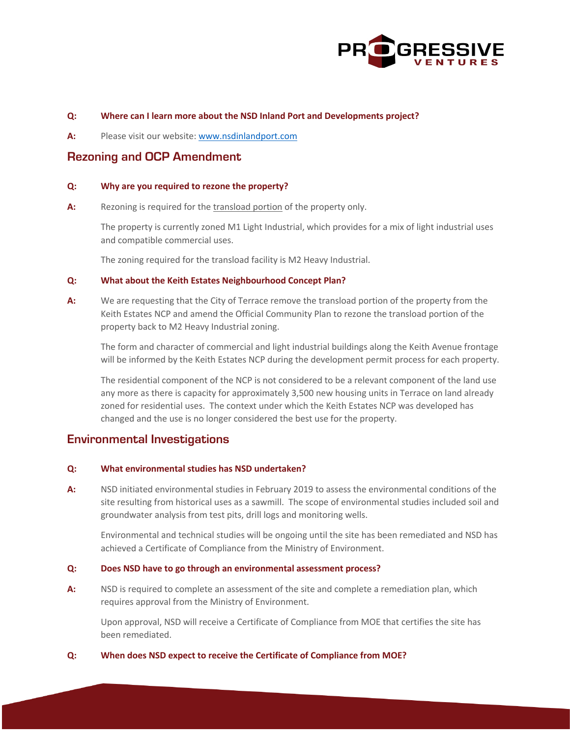**Q: Where can I learn more about the NSD Inland Port and Developments project?**

**A:** Please visit our website: [www.nsdinlandport.com](http://www.nsdinlandport.com)

## Rezoning and OCP Amendment

**Q: Why are you required to rezone the property?**

**A:** Rezoning is required for the transload portion of the property only.

The property is currently zoned M1 Light Industrial, which provides for a mix of light industrial uses and compatible commercial uses.

The zoning required for the transload facility is M2 Heavy Industrial.

**Q: What about the Keith Estates Neighbourhood Concept Plan?**

**A:** We are requesting that the City of Terrace remove the transload portion of the property from the Keith Estates NCP and amend the Official Community Plan to rezone the transload portion of the property back to M2 Heavy Industrial zoning.

The form and character of commercial and light industrial buildings along the Keith Avenue frontage will be informed by the Keith Estates NCP during the development permit process for each property.

The residential component of the NCP is not considered to be a relevant component of the land use any more as there is capacity for approximately 3,500 new housing units in Terrace on land already zoned for residential uses. The context under which the Keith Estates NCP was developed has changed and the use is no longer considered the best use for the property.

## Environmental Investigations

**Q: What environmental studies has NSD undertaken?**

**A:** NSD initiated environmental studies in February 2019 to assess the environmental conditions of the site resulting from historical uses as a sawmill. The scope of environmental studies included soil and groundwater analysis from test pits, drill logs and monitoring wells.

Environmental and technical studies will be ongoing until the site has been remediated and NSD has achieved a Certificate of Compliance from the Ministry of Environment.

**Q: Does NSD have to go through an environmental assessment process?**

**A:** NSD is required to complete an assessment of the site and complete a remediation plan, which requires approval from the Ministry of Environment.

Upon approval, NSD will receive a Certificate of Compliance from MOE that certifies the site has been remediated.

**Q: When does NSD expect to receive the Certificate of Compliance from MOE?**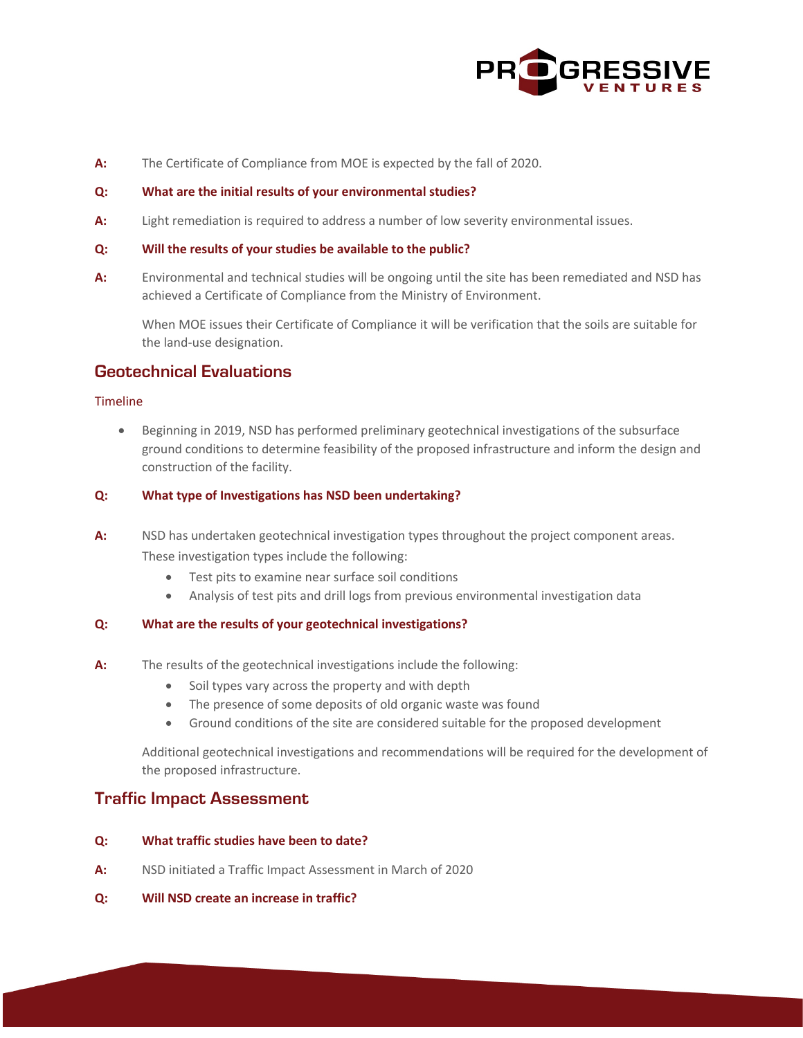**A:** The Certificate of Compliance from MOE is expected by the fall of 2020.

**Q: What are the initial results of your environmental studies?**

**A:** Light remediation is required to address a number of low severity environmental issues.

**Q: Will the results of your studies be available to the public?**

**A:** Environmental and technical studies will be ongoing until the site has been remediated and NSD has achieved a Certificate of Compliance from the Ministry of Environment.

When MOE issues their Certificate of Compliance it will be verification that the soils are suitable for the land-use designation.

## Geotechnical Evaluations

### Timeline

- Beginning in 2019, NSD has performed preliminary geotechnical investigations of the subsurface ground conditions to determine feasibility of the proposed infrastructure and inform the design and construction of the facility.

**Q: What type of Investigations has NSD been undertaking?**

**A:** NSD has undertaken geotechnical investigation types throughout the project component areas. These investigation types include the following:

- Test pits to examine near surface soil conditions
- Analysis of test pits and drill logs from previous environmental investigation data

**Q: What are the results of your geotechnical investigations?**

**A:** The results of the geotechnical investigations include the following:

- Soil types vary across the property and with depth
- The presence of some deposits of old organic waste was found
- Ground conditions of the site are considered suitable for the proposed development

Additional geotechnical investigations and recommendations will be required for the development of the proposed infrastructure.

## Traffic Impact Assessment

**Q: What traffic studies have been to date?**

**A:** NSD initiated a Traffic Impact Assessment in March of 2020

**Q: Will NSD create an increase in traffic?**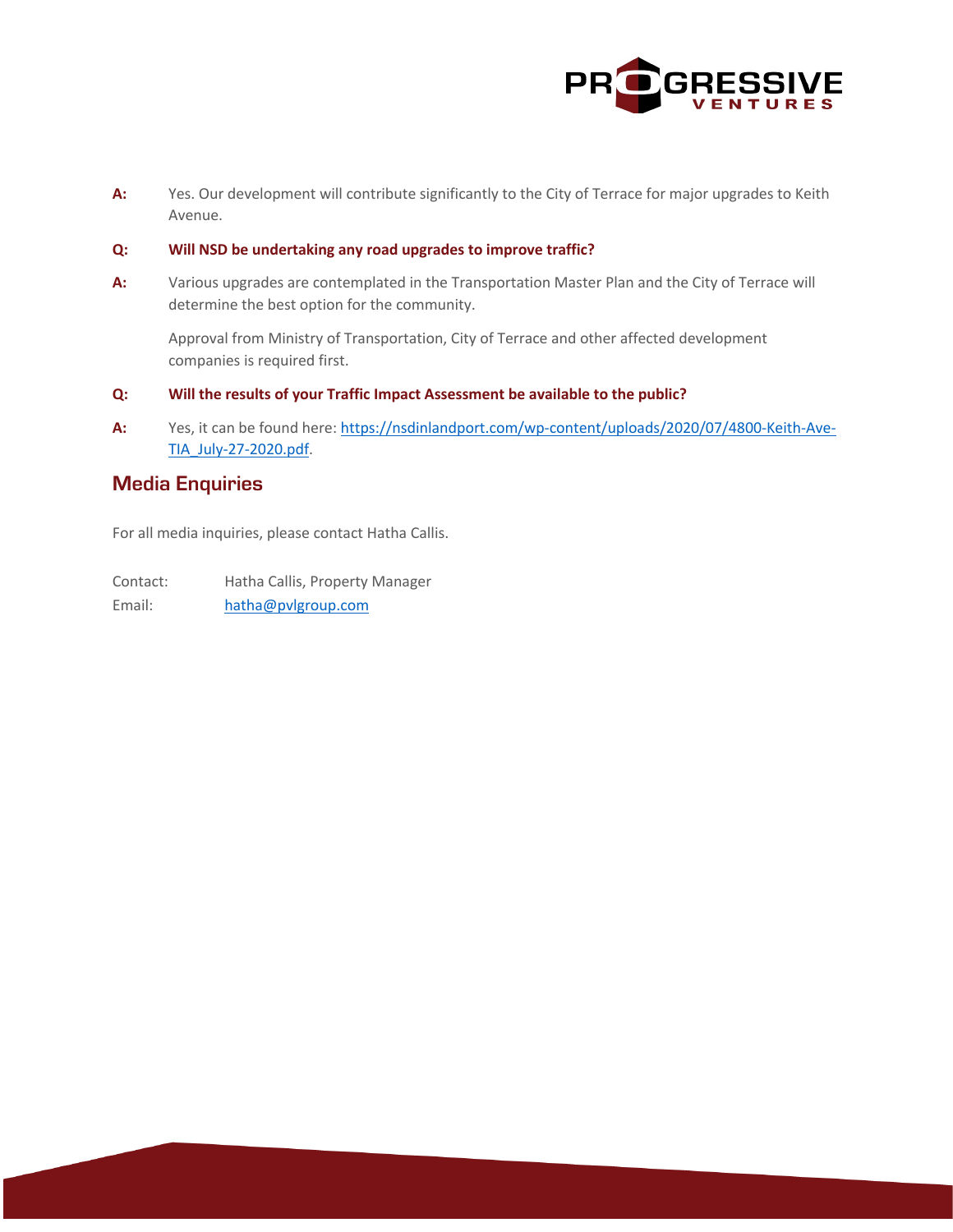**A:** Yes. Our development will contribute significantly to the City of Terrace for major upgrades to Keith Avenue.

**Q: Will NSD be undertaking any road upgrades to improve traffic?**

**A:** Various upgrades are contemplated in the Transportation Master Plan and the City of Terrace will determine the best option for the community.

Approval from Ministry of Transportation, City of Terrace and other affected development companies is required first.

**Q: Will the results of your Traffic Impact Assessment be available to the public?**

**A:** Yes, it can be found here: [https://nsdinlandport.com/wp-content/uploads/2020/07/4800-Keith-Ave-TIA_July-27-2020.pdf](https://nsdinlandport.com/wp-content/uploads/2020/07/4800-Keith-Ave-TIA_July-27-2020.pdf).

## Media Enquiries

For all media inquiries, please contact Hatha Callis.

Contact: Hatha Callis, Property Manager
Email: [hatha@pvlgroup.com](mailto:hatha@pvlgroup.com)